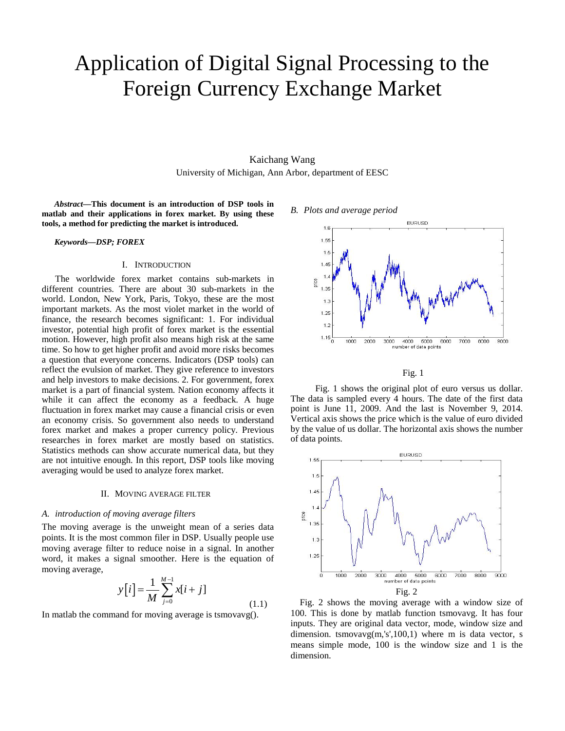# Application of Digital Signal Processing to the Foreign Currency Exchange Market

Kaichang Wang
University of Michigan, Ann Arbor, department of EESC

***Abstract*—This document is an introduction of DSP tools in matlab and their applications in forex market. By using these tools, a method for predicting the market is introduced.**

***Keywords—DSP; FOREX***

## I. Introduction

The worldwide forex market contains sub-markets in different countries. There are about 30 sub-markets in the world. London, New York, Paris, Tokyo, these are the most important markets. As the most violet market in the world of finance, the research becomes significant: 1. For individual investor, potential high profit of forex market is the essential motion. However, high profit also means high risk at the same time. So how to get higher profit and avoid more risks becomes a question that everyone concerns. Indicators (DSP tools) can reflect the evulsion of market. They give reference to investors and help investors to make decisions. 2. For government, forex market is a part of financial system. Nation economy affects it while it can affect the economy as a feedback. A huge fluctuation in forex market may cause a financial crisis or even an economy crisis. So government also needs to understand forex market and makes a proper currency policy. Previous researches in forex market are mostly based on statistics. Statistics methods can show accurate numerical data, but they are not intuitive enough. In this report, DSP tools like moving averaging would be used to analyze forex market.

## II. Moving average filter

### *A. introduction of moving average filters*

The moving average is the unweight mean of a series data points. It is the most common filer in DSP. Usually people use moving average filter to reduce noise in a signal. In another word, it makes a signal smoother. Here is the equation of moving average,

$$y[i] = \frac{1}{M}\sum_{j=0}^{M-1} x[i+j] \tag{1.1}$$

In matlab the command for moving average is tsmovavg().

### *B. Plots and average period*

Fig. 1

Fig. 1 shows the original plot of euro versus us dollar. The data is sampled every 4 hours. The date of the first data point is June 11, 2009. And the last is November 9, 2014. Vertical axis shows the price which is the value of euro divided by the value of us dollar. The horizontal axis shows the number of data points.

Fig. 2

Fig. 2 shows the moving average with a window size of 100. This is done by matlab function tsmovavg. It has four inputs. They are original data vector, mode, window size and dimension. tsmovavg(m,'s',100,1) where m is data vector, s means simple mode, 100 is the window size and 1 is the dimension.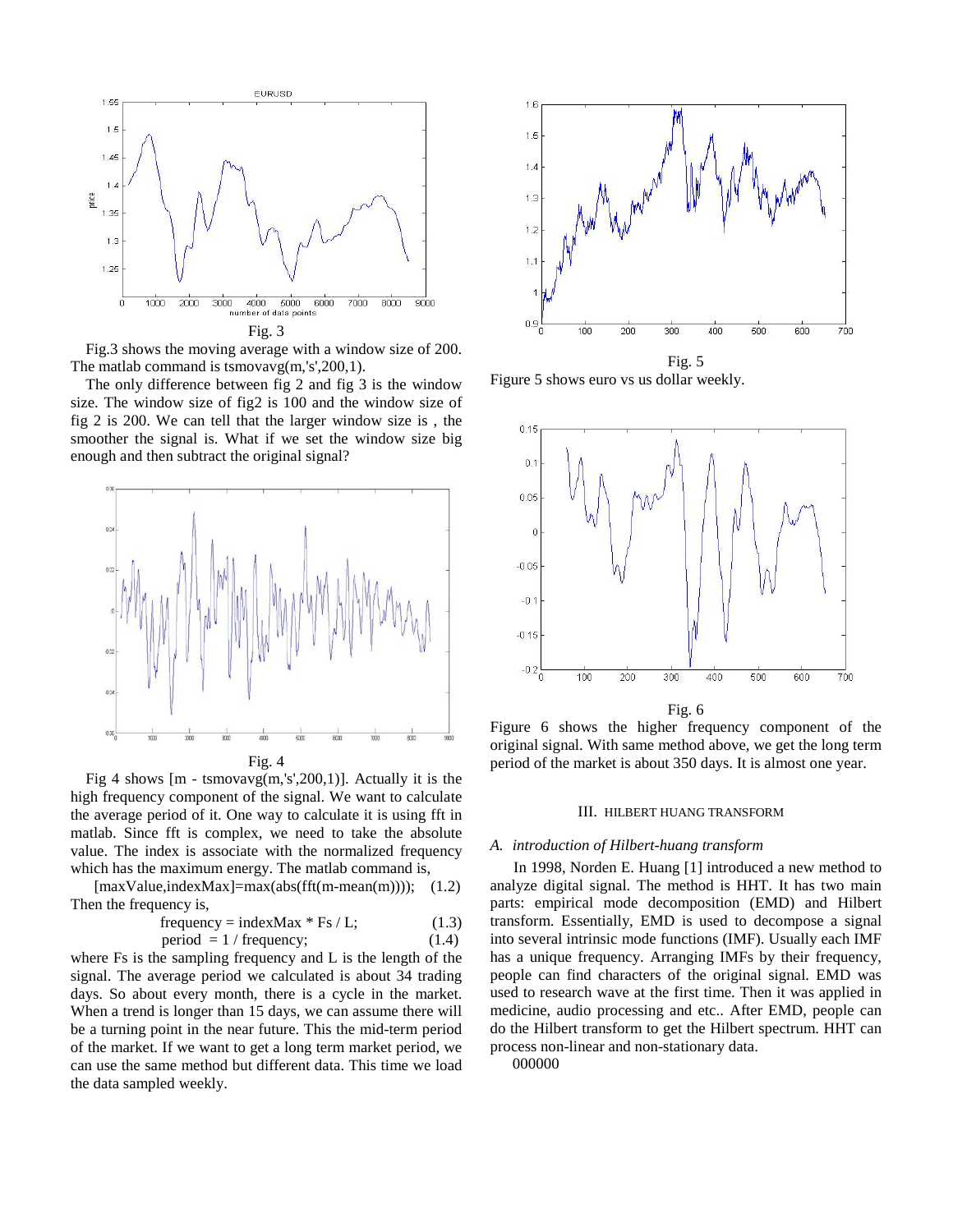Fig. 3

Fig.3 shows the moving average with a window size of 200. The matlab command is tsmovavg(m,'s',200,1).

The only difference between fig 2 and fig 3 is the window size. The window size of fig2 is 100 and the window size of fig 2 is 200. We can tell that the larger window size is , the smoother the signal is. What if we set the window size big enough and then subtract the original signal?

Fig. 4

Fig 4 shows [m - tsmovavg(m,'s',200,1)]. Actually it is the high frequency component of the signal. We want to calculate the average period of it. One way to calculate it is using fft in matlab. Since fft is complex, we need to take the absolute value. The index is associate with the normalized frequency which has the maximum energy. The matlab command is,

[maxValue,indexMax]=max(abs(fft(m-mean(m)))); (1.2)

Then the frequency is,

$$\text{frequency} = \text{indexMax} * \text{Fs} / \text{L}; \quad (1.3)$$

$$\text{period} = 1 / \text{frequency}; \quad (1.4)$$

where Fs is the sampling frequency and L is the length of the signal. The average period we calculated is about 34 trading days. So about every month, there is a cycle in the market. When a trend is longer than 15 days, we can assume there will be a turning point in the near future. This the mid-term period of the market. If we want to get a long term market period, we can use the same method but different data. This time we load the data sampled weekly.

Fig. 5

Figure 5 shows euro vs us dollar weekly.

Fig. 6

Figure 6 shows the higher frequency component of the original signal. With same method above, we get the long term period of the market is about 350 days. It is almost one year.

## III. Hilbert Huang Transform

### *A. introduction of Hilbert-huang transform*

In 1998, Norden E. Huang [1] introduced a new method to analyze digital signal. The method is HHT. It has two main parts: empirical mode decomposition (EMD) and Hilbert transform. Essentially, EMD is used to decompose a signal into several intrinsic mode functions (IMF). Usually each IMF has a unique frequency. Arranging IMFs by their frequency, people can find characters of the original signal. EMD was used to research wave at the first time. Then it was applied in medicine, audio processing and etc.. After EMD, people can do the Hilbert transform to get the Hilbert spectrum. HHT can process non-linear and non-stationary data.

000000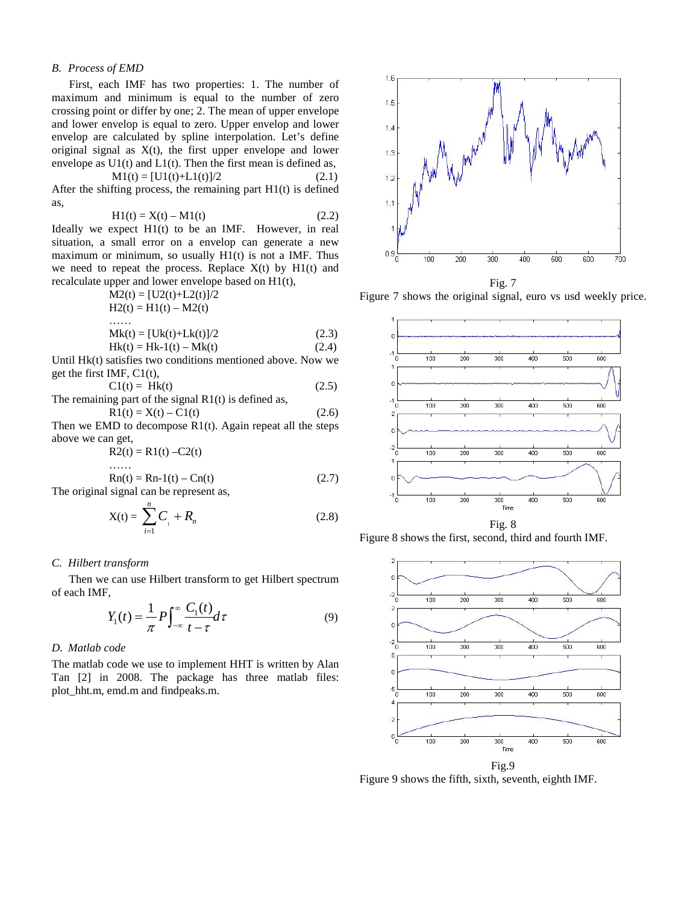### *B. Process of EMD*

First, each IMF has two properties: 1. The number of maximum and minimum is equal to the number of zero crossing point or differ by one; 2. The mean of upper envelope and lower envelop is equal to zero. Upper envelop and lower envelop are calculated by spline interpolation. Let's define original signal as X(t), the first upper envelope and lower envelope as U1(t) and L1(t). Then the first mean is defined as,

$$M1(t) = [U1(t)+L1(t)]/2 \quad (2.1)$$

After the shifting process, the remaining part H1(t) is defined as,

$$H1(t) = X(t) – M1(t) \quad (2.2)$$

Ideally we expect H1(t) to be an IMF. However, in real situation, a small error on a envelop can generate a new maximum or minimum, so usually H1(t) is not a IMF. Thus we need to repeat the process. Replace X(t) by H1(t) and recalculate upper and lower envelope based on H1(t),

$$M2(t) = [U2(t)+L2(t)]/2$$

$$H2(t) = H1(t) – M2(t)$$

……

$$Mk(t) = [Uk(t)+Lk(t)]/2 \quad (2.3)$$

$$Hk(t) = Hk\text{-}1(t) – Mk(t) \quad (2.4)$$

Until Hk(t) satisfies two conditions mentioned above. Now we get the first IMF, C1(t),

$$C1(t) = Hk(t) \quad (2.5)$$

The remaining part of the signal R1(t) is defined as,

$$R1(t) = X(t) – C1(t) \quad (2.6)$$

Then we EMD to decompose R1(t). Again repeat all the steps above we can get,

$$R2(t) = R1(t) –C2(t)$$

……

$$Rn(t) = Rn\text{-}1(t) – Cn(t) \quad (2.7)$$

The original signal can be represent as,

$$X(t) = \sum_{i=1}^{n} C_i + R_n \quad (2.8)$$

### *C. Hilbert transform*

Then we can use Hilbert transform to get Hilbert spectrum of each IMF,

$$Y_1(t) = \frac{1}{\pi} P \int_{-\infty}^{\infty} \frac{C_1(t)}{t-\tau} d\tau \quad (9)$$

### *D. Matlab code*

The matlab code we use to implement HHT is written by Alan Tan [2] in 2008. The package has three matlab files: plot_hht.m, emd.m and findpeaks.m.

Fig. 7

Figure 7 shows the original signal, euro vs usd weekly price.

Fig. 8

Figure 8 shows the first, second, third and fourth IMF.

Fig.9

Figure 9 shows the fifth, sixth, seventh, eighth IMF.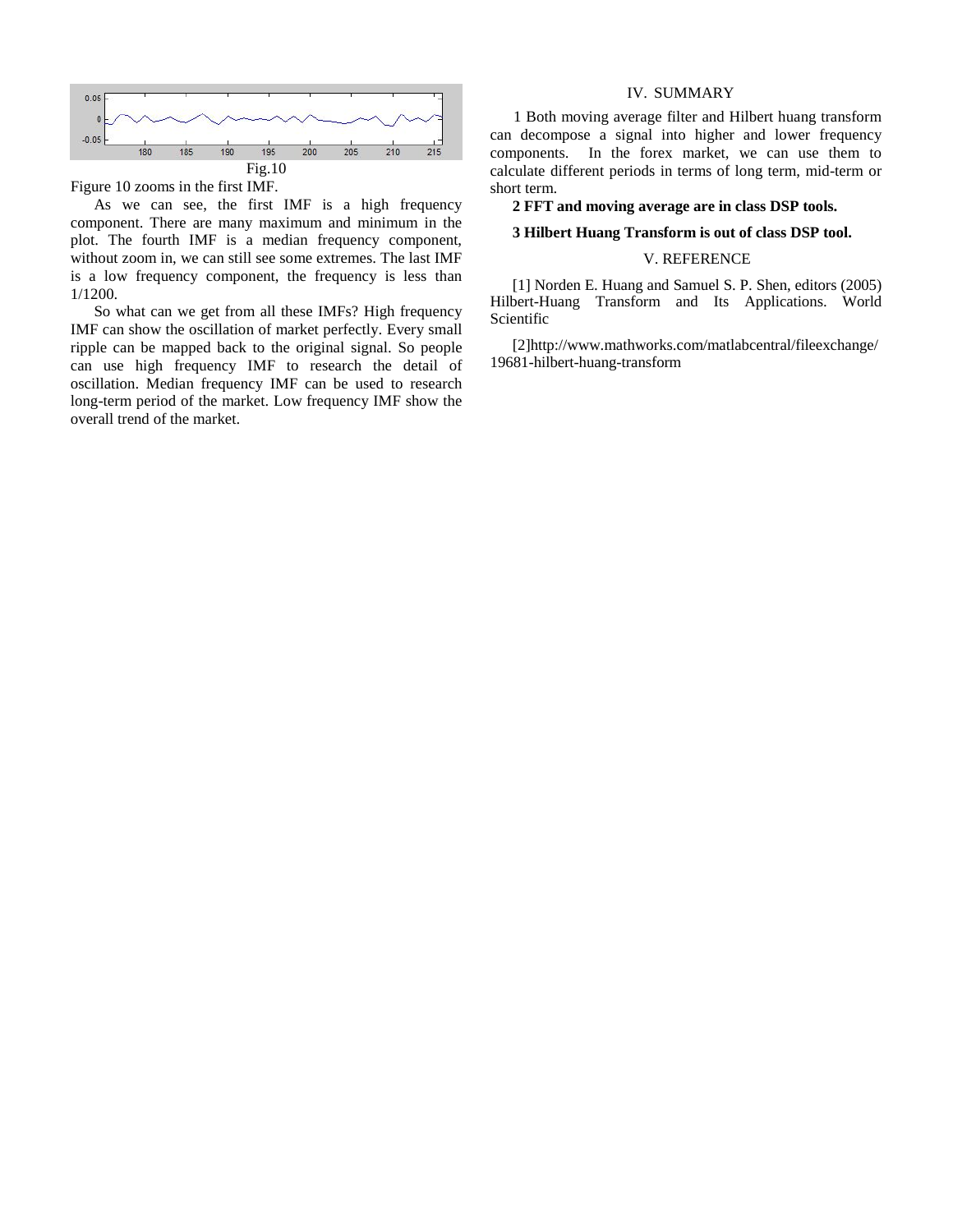0.05
0
-0.05
180 185 190 195 200 205 210 215

Fig.10

Figure 10 zooms in the first IMF.

As we can see, the first IMF is a high frequency component. There are many maximum and minimum in the plot. The fourth IMF is a median frequency component, without zoom in, we can still see some extremes. The last IMF is a low frequency component, the frequency is less than 1/1200.

So what can we get from all these IMFs? High frequency IMF can show the oscillation of market perfectly. Every small ripple can be mapped back to the original signal. So people can use high frequency IMF to research the detail of oscillation. Median frequency IMF can be used to research long-term period of the market. Low frequency IMF show the overall trend of the market.

## IV. SUMMARY

1 Both moving average filter and Hilbert huang transform can decompose a signal into higher and lower frequency components. In the forex market, we can use them to calculate different periods in terms of long term, mid-term or short term.

**2 FFT and moving average are in class DSP tools.**

**3 Hilbert Huang Transform is out of class DSP tool.**

## V. REFERENCE

[1] Norden E. Huang and Samuel S. P. Shen, editors (2005) Hilbert-Huang Transform and Its Applications. World Scientific

[2]http://www.mathworks.com/matlabcentral/fileexchange/19681-hilbert-huang-transform